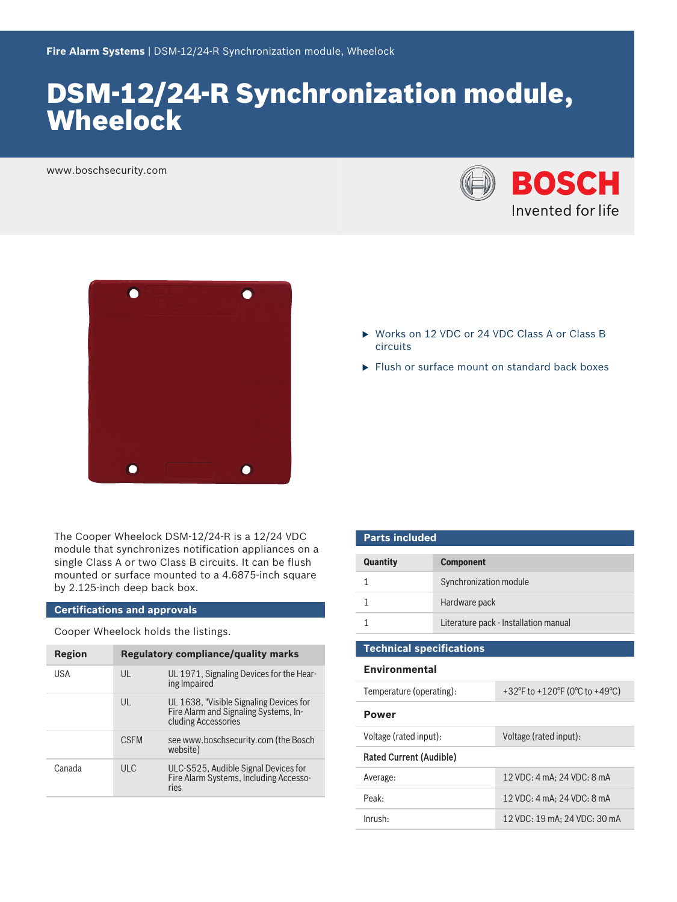Fire Alarm Systems | DSM-12/24-R Synchronization module, Wheelock

# DSM-12/24-R Synchronization module, Wheelock

www.boschsecurity.com

- Works on 12 VDC or 24 VDC Class A or Class B circuits
- Flush or surface mount on standard back boxes

The Cooper Wheelock DSM-12/24-R is a 12/24 VDC module that synchronizes notification appliances on a single Class A or two Class B circuits. It can be flush or surface mounted to a 4.6875-inch square by 2.125-inch deep back box.

## Certifications and approvals

Cooper Wheelock holds the listings.

| Region | Regulatory compliance/quality marks | |
|---|---|---|
| USA | UL | UL 1971, Signaling Devices for the Hearing Impaired |
| | UL | UL 1638, "Visible Signaling Devices for Fire Alarm and Signaling Systems, Including Accessories |
| | CSFM | see www.boschsecurity.com (the Bosch website) |
| Canada | ULC | ULC-S525, Audible Signal Devices for Fire Alarm Systems, Including Accessories |

## Parts included

| Quantity | Component |
|---|---|
| 1 | Synchronization module |
| 1 | Hardware pack |
| 1 | Literature pack - Installation manual |

## Technical specifications

### Environmental

| | |
|---|---|
| Temperature (operating): | +32°F to +120°F (0°C to +49°C) |

### Power

| | |
|---|---|
| Voltage (rated input): | Voltage (rated input): |

**Rated Current (Audible)**

| | |
|---|---|
| Average: | 12 VDC: 4 mA; 24 VDC: 8 mA |
| Peak: | 12 VDC: 4 mA; 24 VDC: 8 mA |
| Inrush: | 12 VDC: 19 mA; 24 VDC: 30 mA |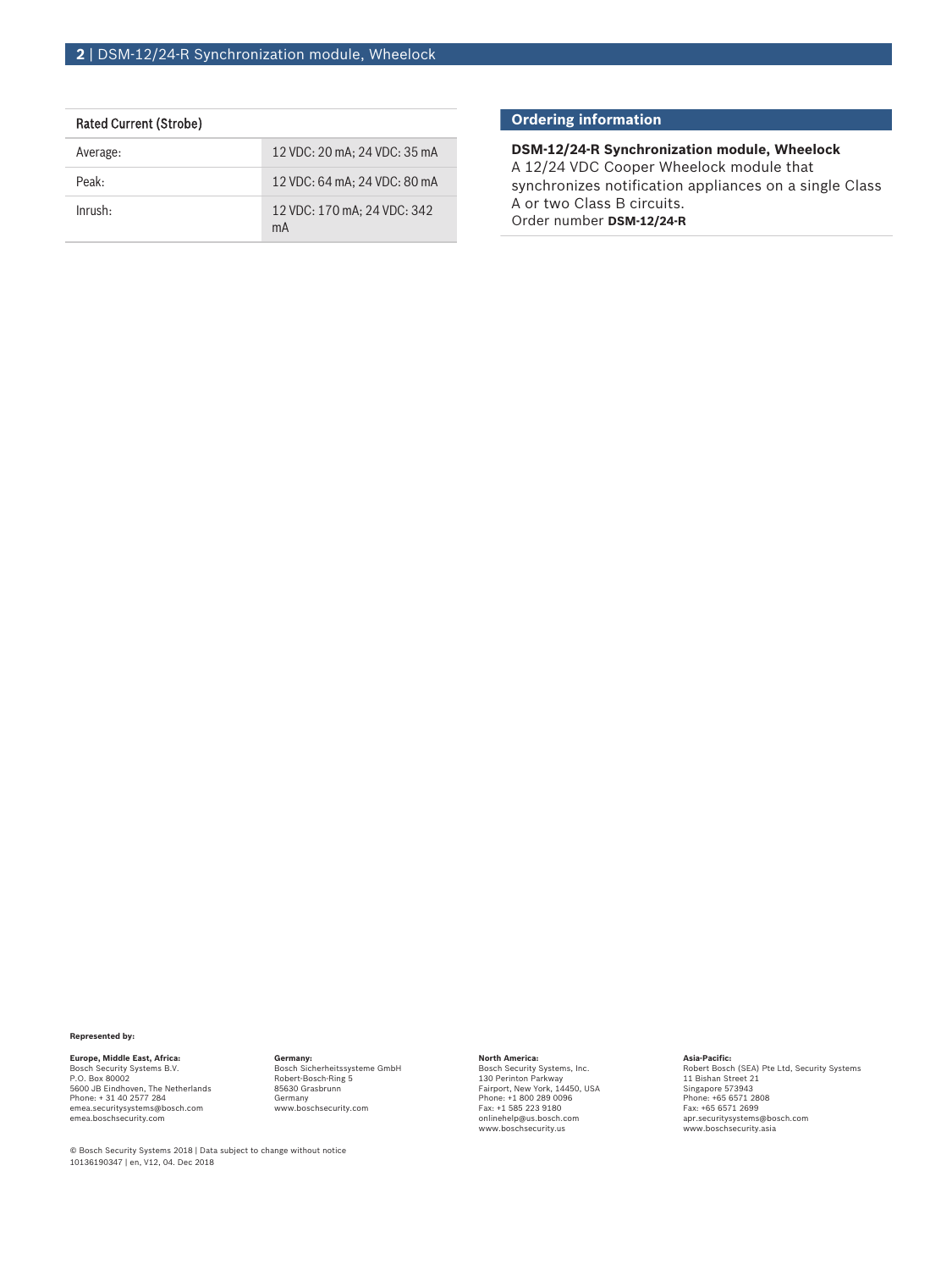| Rated Current (Strobe) | |
| --- | --- |
| Average: | 12 VDC: 20 mA; 24 VDC: 35 mA |
| Peak: | 12 VDC: 64 mA; 24 VDC: 80 mA |
| Inrush: | 12 VDC: 170 mA; 24 VDC: 342 mA |

## Ordering information

**DSM-12/24-R Synchronization module, Wheelock**
A 12/24 VDC Cooper Wheelock module that synchronizes notification appliances on a single Class A or two Class B circuits.
Order number **DSM-12/24-R**

**Represented by:**

**Europe, Middle East, Africa:**
Bosch Security Systems B.V.
P.O. Box 80002
5600 JB Eindhoven, The Netherlands
Phone: + 31 40 2577 284
emea.securitysystems@bosch.com
emea.boschsecurity.com

**Germany:**
Bosch Sicherheitssysteme GmbH
Robert-Bosch-Ring 5
85630 Grasbrunn
Germany
www.boschsecurity.com

**North America:**
Bosch Security Systems, Inc.
130 Perinton Parkway
Fairport, New York, 14450, USA
Phone: +1 800 289 0096
Fax: +1 585 223 9180
onlinehelp@us.bosch.com
www.boschsecurity.us

**Asia-Pacific:**
Robert Bosch (SEA) Pte Ltd, Security Systems
11 Bishan Street 21
Singapore 573943
Phone: +65 6571 2808
Fax: +65 6571 2699
apr.securitysystems@bosch.com
www.boschsecurity.asia

© Bosch Security Systems 2018 | Data subject to change without notice
10136190347 | en, V12, 04. Dec 2018